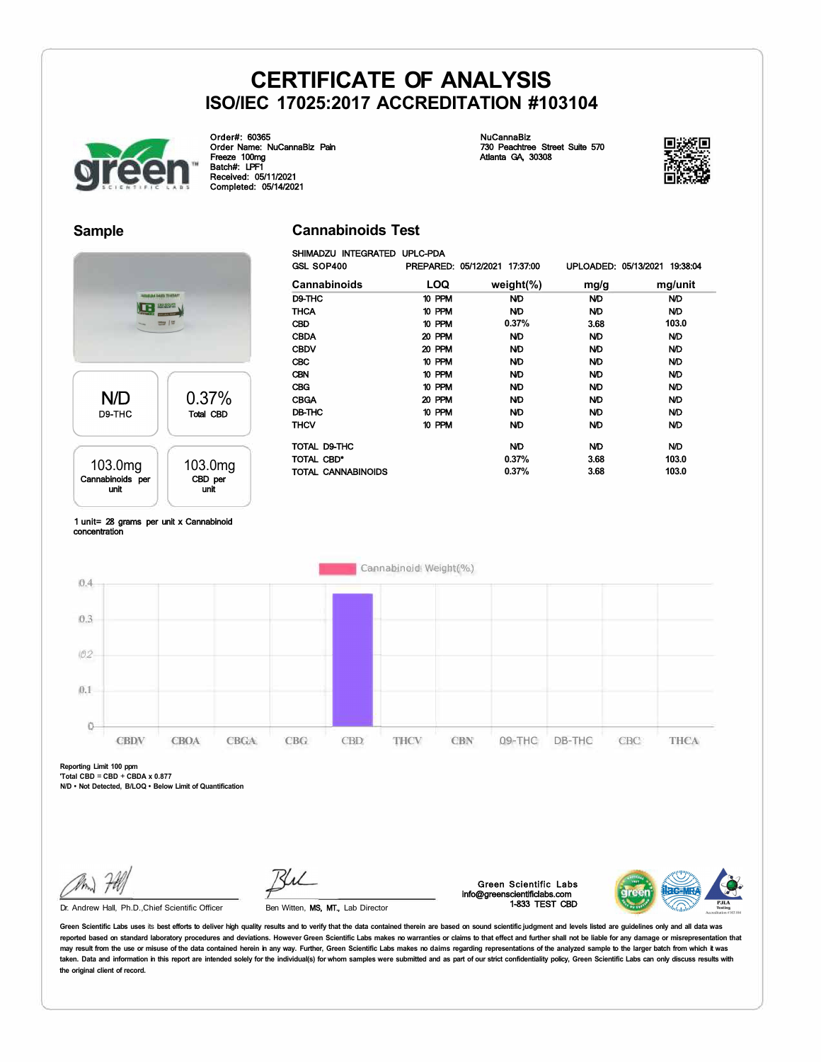# CERTIFICATE OF ANALYSIS

## ISO/IEC 17025:2017 ACCREDITATION #103104

Order#: 60365
Order Name: NuCannaBiz Pain Freeze 100mg
Batch#: LPF1
Received: 05/11/2021
Completed: 05/14/2021

NuCannaBiz
730 Peachtree Street Suite 570
Atlanta GA, 30308

## Sample

| N/D | 0.37% |
|---|---|
| D9-THC | Total CBD |

| 103.0mg | 103.0mg |
|---|---|
| Cannabinoids per unit | CBD per unit |

1 unit= 28 grams per unit x Cannabinoid concentration

## Cannabinoids Test

SHIMADZU INTEGRATED UPLC-PDA
GSL SOP400 PREPARED: 05/12/2021 17:37:00 UPLOADED: 05/13/2021 19:38:04

| Cannabinoids | LOQ | weight(%) | mg/g | mg/unit |
|---|---|---|---|---|
| D9-THC | 10 PPM | N/D | N/D | N/D |
| THCA | 10 PPM | N/D | N/D | N/D |
| CBD | 10 PPM | 0.37% | 3.68 | 103.0 |
| CBDA | 20 PPM | N/D | N/D | N/D |
| CBDV | 20 PPM | N/D | N/D | N/D |
| CBC | 10 PPM | N/D | N/D | N/D |
| CBN | 10 PPM | N/D | N/D | N/D |
| CBG | 10 PPM | N/D | N/D | N/D |
| CBGA | 20 PPM | N/D | N/D | N/D |
| D8-THC | 10 PPM | N/D | N/D | N/D |
| THCV | 10 PPM | N/D | N/D | N/D |
| TOTAL D9-THC | | N/D | N/D | N/D |
| TOTAL CBD* | | 0.37% | 3.68 | 103.0 |
| TOTAL CANNABINOIDS | | 0.37% | 3.68 | 103.0 |

Cannabinoid Weight(%)

| Cannabinoid | Weight(%) |
|---|---|
| CBDV | 0 |
| CBDA | 0 |
| CBGA | 0 |
| CBG | 0 |
| CBD | 0.37 |
| THCV | 0 |
| CBN | 0 |
| D9-THC | 0 |
| D8-THC | 0 |
| CBC | 0 |
| THCA | 0 |

Reporting Limit 100 ppm
*Total CBD = CBD + CBDA x 0.877
N/D - Not Detected, B/LOQ - Below Limit of Quantification

Dr. Andrew Hall, Ph.D.,Chief Scientific Officer

Ben Witten, MS, MT., Lab Director

Green Scientific Labs
info@greenscientificlabs.com
1-833 TEST CBD

Green Scientific Labs uses its best efforts to deliver high quality results and to verify that the data contained therein are based on sound scientific judgment and levels listed are guidelines only and all data was reported based on standard laboratory procedures and deviations. However Green Scientific Labs makes no warranties or claims to that effect and further shall not be liable for any damage or misrepresentation that may result from the use or misuse of the data contained herein in any way. Further, Green Scientific Labs makes no claims regarding representations of the analyzed sample to the larger batch from which it was taken. Data and information in this report are intended solely for the individual(s) for whom samples were submitted and as part of our strict confidentiality policy, Green Scientific Labs can only discuss results with the original client of record.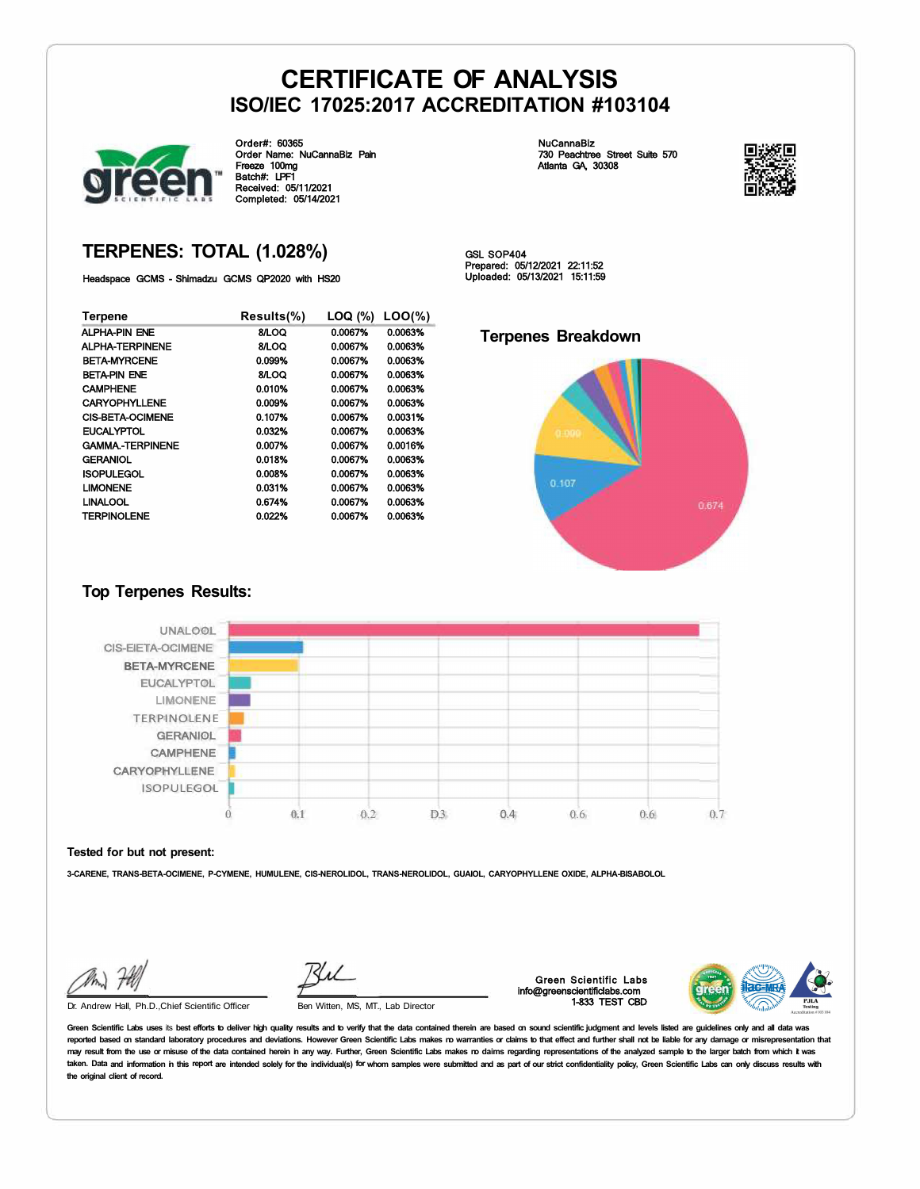# CERTIFICATE OF ANALYSIS
## ISO/IEC 17025:2017 ACCREDITATION #103104

Order#: 60365
Order Name: NuCannaBiz Pain Freeze 100mg
Batch#: LPF1
Received: 05/11/2021
Completed: 05/14/2021

NuCannaBiz
730 Peachtree Street Suite 570
Atlanta GA, 30308

## TERPENES: TOTAL (1.028%)

Headspace GCMS - Shimadzu GCMS QP2020 with HS20

GSL SOP404
Prepared: 05/12/2021 22:11:52
Uploaded: 05/13/2021 15:11:59

| Terpene | Results(%) | LOQ (%) | LOO(%) |
|---|---|---|---|
| ALPHA-PIN ENE | 8/LOQ | 0.0067% | 0.0063% |
| ALPHA-TERPINENE | 8/LOQ | 0.0067% | 0.0063% |
| BETA-MYRCENE | 0.099% | 0.0067% | 0.0063% |
| BETA-PIN ENE | 8/LOQ | 0.0067% | 0.0063% |
| CAMPHENE | 0.010% | 0.0067% | 0.0063% |
| CARYOPHYLLENE | 0.009% | 0.0067% | 0.0063% |
| CIS-BETA-OCIMENE | 0.107% | 0.0067% | 0.0031% |
| EUCALYPTOL | 0.032% | 0.0067% | 0.0063% |
| GAMMA.-TERPINENE | 0.007% | 0.0067% | 0.0016% |
| GERANIOL | 0.018% | 0.0067% | 0.0063% |
| ISOPULEGOL | 0.008% | 0.0067% | 0.0063% |
| LIMONENE | 0.031% | 0.0067% | 0.0063% |
| LINALOOL | 0.674% | 0.0067% | 0.0063% |
| TERPINOLENE | 0.022% | 0.0067% | 0.0063% |

### Terpenes Breakdown

### Top Terpenes Results:

### Tested for but not present:

3-CARENE, TRANS-BETA-OCIMENE, P-CYMENE, HUMULENE, CIS-NEROLIDOL, TRANS-NEROLIDOL, GUAIOL, CARYOPHYLLENE OXIDE, ALPHA-BISABOLOL

Dr. Andrew Hall, Ph.D.,Chief Scientific Officer

Ben Witten, MS, MT., Lab Director

Green Scientific Labs
info@greenscientificlabs.com
1-833 TEST CBD

Green Scientific Labs uses its best efforts to deliver high quality results and to verify that the data contained therein are based on sound scientific judgment and levels listed are guidelines only and all data was reported based on standard laboratory procedures and deviations. However Green Scientific Labs makes no warranties or claims to that effect and further shall not be liable for any damage or misrepresentation that may result from the use or misuse of the data contained herein in any way. Further, Green Scientific Labs makes no claims regarding representations of the analyzed sample to the larger batch from which it was taken. Data and information in this report are intended solely for the individual(s) for whom samples were submitted and as part of our strict confidentiality policy, Green Scientific Labs can only discuss results with the original client of record.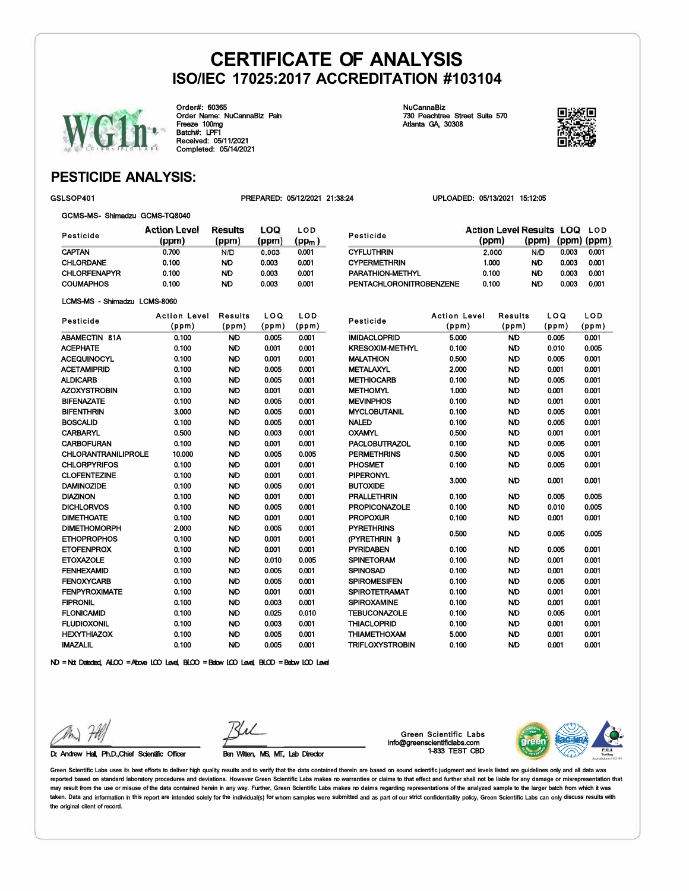# CERTIFICATE OF ANALYSIS
## ISO/IEC 17025:2017 ACCREDITATION #103104

Order#: 60365
Order Name: NuCannaBiz Pain Freeze 100mg
Batch#: LPF1
Received: 05/11/2021
Completed: 05/14/2021

NuCannaBiz
730 Peachtree Street Suite 570
Atlanta GA, 30308

## PESTICIDE ANALYSIS:

GSLSOP401 PREPARED: 05/12/2021 21:38:24 UPLOADED: 05/13/2021 15:12:05

GCMS-MS- Shimadzu GCMS-TQ8040

| Pesticide | Action Level (ppm) | Results (ppm) | LOQ (ppm) | LOD (ppm) |
|---|---|---|---|---|
| CAPTAN | 0.700 | N/D | 0.003 | 0.001 |
| CHLORDANE | 0.100 | N/D | 0.003 | 0.001 |
| CHLORFENAPYR | 0.100 | N/D | 0.003 | 0.001 |
| COUMAPHOS | 0.100 | N/D | 0.003 | 0.001 |
| CYFLUTHRIN | 2.000 | N/D | 0.003 | 0.001 |
| CYPERMETHRIN | 1.000 | N/D | 0.003 | 0.001 |
| PARATHION-METHYL | 0.100 | N/D | 0.003 | 0.001 |
| PENTACHLORONITROBENZENE | 0.100 | N/D | 0.003 | 0.001 |

LCMS-MS - Shimadzu LCMS-8060

| Pesticide | Action Level (ppm) | Results (ppm) | LOQ (ppm) | LOD (ppm) |
|---|---|---|---|---|
| ABAMECTIN 81A | 0.100 | N/D | 0.005 | 0.001 |
| ACEPHATE | 0.100 | N/D | 0.001 | 0.001 |
| ACEQUINOCYL | 0.100 | N/D | 0.001 | 0.001 |
| ACETAMIPRID | 0.100 | N/D | 0.005 | 0.001 |
| ALDICARB | 0.100 | N/D | 0.005 | 0.001 |
| AZOXYSTROBIN | 0.100 | N/D | 0.001 | 0.001 |
| BIFENAZATE | 0.100 | N/D | 0.005 | 0.001 |
| BIFENTHRIN | 3.000 | N/D | 0.005 | 0.001 |
| BOSCALID | 0.100 | N/D | 0.005 | 0.001 |
| CARBARYL | 0.500 | N/D | 0.003 | 0.001 |
| CARBOFURAN | 0.100 | N/D | 0.001 | 0.001 |
| CHLORANTRANILIPROLE | 10.000 | N/D | 0.005 | 0.005 |
| CHLORPYRIFOS | 0.100 | N/D | 0.001 | 0.001 |
| CLOFENTEZINE | 0.100 | N/D | 0.001 | 0.001 |
| DAMINOZIDE | 0.100 | N/D | 0.005 | 0.001 |
| DIAZINON | 0.100 | N/D | 0.001 | 0.001 |
| DICHLORVOS | 0.100 | N/D | 0.005 | 0.001 |
| DIMETHOATE | 0.100 | N/D | 0.001 | 0.001 |
| DIMETHOMORPH | 2.000 | N/D | 0.005 | 0.001 |
| ETHOPROPHOS | 0.100 | N/D | 0.001 | 0.001 |
| ETOFENPROX | 0.100 | N/D | 0.001 | 0.001 |
| ETOXAZOLE | 0.100 | N/D | 0.010 | 0.005 |
| FENHEXAMID | 0.100 | N/D | 0.005 | 0.001 |
| FENOXYCARB | 0.100 | N/D | 0.005 | 0.001 |
| FENPYROXIMATE | 0.100 | N/D | 0.001 | 0.001 |
| FIPRONIL | 0.100 | N/D | 0.003 | 0.001 |
| FLONICAMID | 0.100 | N/D | 0.025 | 0.010 |
| FLUDIOXONIL | 0.100 | N/D | 0.003 | 0.001 |
| HEXYTHIAZOX | 0.100 | N/D | 0.005 | 0.001 |
| IMAZALIL | 0.100 | N/D | 0.005 | 0.001 |
| IMIDACLOPRID | 5.000 | N/D | 0.005 | 0.001 |
| KRESOXIM-METHYL | 0.100 | N/D | 0.010 | 0.005 |
| MALATHION | 0.500 | N/D | 0.005 | 0.001 |
| METALAXYL | 2.000 | N/D | 0.001 | 0.001 |
| METHIOCARB | 0.100 | N/D | 0.005 | 0.001 |
| METHOMYL | 1.000 | N/D | 0.001 | 0.001 |
| MEVINPHOS | 0.100 | N/D | 0.001 | 0.001 |
| MYCLOBUTANIL | 0.100 | N/D | 0.005 | 0.001 |
| NALED | 0.100 | N/D | 0.005 | 0.001 |
| OXAMYL | 0.500 | N/D | 0.001 | 0.001 |
| PACLOBUTRAZOL | 0.100 | N/D | 0.005 | 0.001 |
| PERMETHRINS | 0.500 | N/D | 0.005 | 0.001 |
| PHOSMET | 0.100 | N/D | 0.005 | 0.001 |
| PIPERONYL BUTOXIDE | 3.000 | N/D | 0.001 | 0.001 |
| PRALLETHRIN | 0.100 | N/D | 0.005 | 0.005 |
| PROPICONAZOLE | 0.100 | N/D | 0.010 | 0.005 |
| PROPOXUR | 0.100 | N/D | 0.001 | 0.001 |
| PYRETHRINS (PYRETHRIN I) | 0.500 | N/D | 0.005 | 0.005 |
| PYRIDABEN | 0.100 | N/D | 0.005 | 0.001 |
| SPINETORAM | 0.100 | N/D | 0.001 | 0.001 |
| SPINOSAD | 0.100 | N/D | 0.001 | 0.001 |
| SPIROMESIFEN | 0.100 | N/D | 0.005 | 0.001 |
| SPIROTETRAMAT | 0.100 | N/D | 0.001 | 0.001 |
| SPIROXAMINE | 0.100 | N/D | 0.001 | 0.001 |
| TEBUCONAZOLE | 0.100 | N/D | 0.005 | 0.001 |
| THIACLOPRID | 0.100 | N/D | 0.001 | 0.001 |
| THIAMETHOXAM | 5.000 | N/D | 0.001 | 0.001 |
| TRIFLOXYSTROBIN | 0.100 | N/D | 0.001 | 0.001 |

ND = Not Detected, ALOO = Above LOO Level, BLOO = Below LOO Level, BLOD = Below LOD Level

Dr. Andrew Hall, Ph.D., Chief Scientific Officer

Ben Witten, MS, MT, Lab Director

Green Scientific Labs
info@greenscientificlabs.com
1-833 TEST CBD

Green Scientific Labs uses its best efforts to deliver high quality results and to verify that the data contained therein are based on sound scientific judgment and levels listed are guidelines only and all data was reported based on standard laboratory procedures and deviations. However Green Scientific Labs makes no warranties or claims to that effect and further shall not be liable for any damage or misrepresentation that may result from the use or misuse of the data contained herein in any way. Further, Green Scientific Labs makes no claims regarding representations of the analyzed sample to the larger batch from which it was taken. Data and information in this report are intended solely for the individual(s) for whom samples were submitted and as part of our strict confidentiality policy, Green Scientific Labs can only discuss results with the original client of record.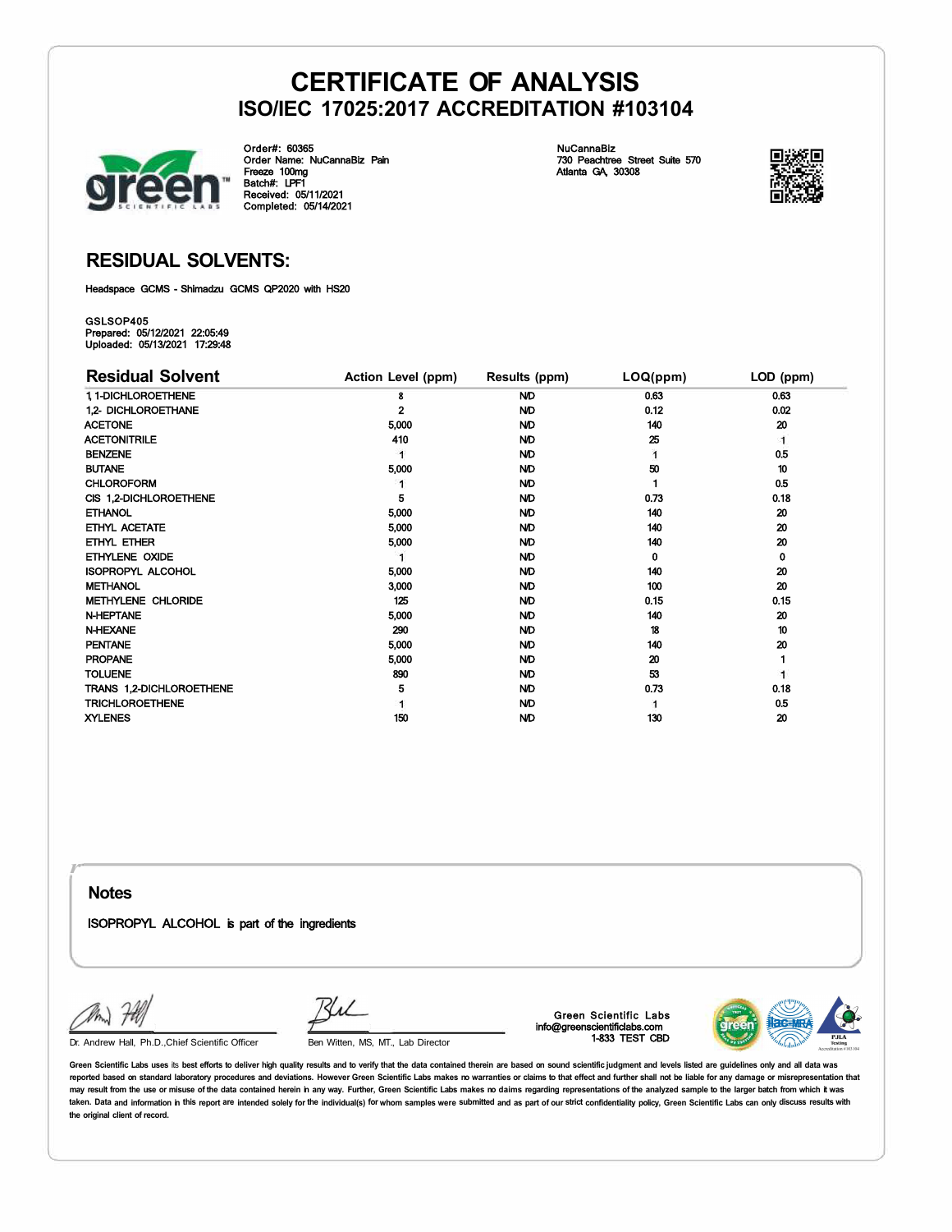# CERTIFICATE OF ANALYSIS

## ISO/IEC 17025:2017 ACCREDITATION #103104

Order#: 60365
Order Name: NuCannaBiz Pain Freeze 100mg
Batch#: LPF1
Received: 05/11/2021
Completed: 05/14/2021

NuCannaBiz
730 Peachtree Street Suite 570
Atlanta GA, 30308

## RESIDUAL SOLVENTS:

Headspace GCMS - Shimadzu GCMS QP2020 with HS20

GSLSOP405
Prepared: 05/12/2021 22:05:49
Uploaded: 05/13/2021 17:29:48

| Residual Solvent | Action Level (ppm) | Results (ppm) | LOQ(ppm) | LOD (ppm) |
|---|---|---|---|---|
| 1, 1-DICHLOROETHENE | 8 | ND | 0.63 | 0.63 |
| 1,2- DICHLOROETHANE | 2 | ND | 0.12 | 0.02 |
| ACETONE | 5,000 | ND | 140 | 20 |
| ACETONITRILE | 410 | ND | 25 | 1 |
| BENZENE | 1 | ND | 1 | 0.5 |
| BUTANE | 5,000 | ND | 50 | 10 |
| CHLOROFORM | 1 | ND | 1 | 0.5 |
| CIS 1,2-DICHLOROETHENE | 5 | ND | 0.73 | 0.18 |
| ETHANOL | 5,000 | ND | 140 | 20 |
| ETHYL ACETATE | 5,000 | ND | 140 | 20 |
| ETHYL ETHER | 5,000 | ND | 140 | 20 |
| ETHYLENE OXIDE | 1 | ND | 0 | 0 |
| ISOPROPYL ALCOHOL | 5,000 | ND | 140 | 20 |
| METHANOL | 3,000 | ND | 100 | 20 |
| METHYLENE CHLORIDE | 125 | ND | 0.15 | 0.15 |
| N-HEPTANE | 5,000 | ND | 140 | 20 |
| N-HEXANE | 290 | ND | 18 | 10 |
| PENTANE | 5,000 | ND | 140 | 20 |
| PROPANE | 5,000 | ND | 20 | 1 |
| TOLUENE | 890 | ND | 53 | 1 |
| TRANS 1,2-DICHLOROETHENE | 5 | ND | 0.73 | 0.18 |
| TRICHLOROETHENE | 1 | ND | 1 | 0.5 |
| XYLENES | 150 | ND | 130 | 20 |

## Notes

ISOPROPYL ALCOHOL is part of the ingredients

Dr. Andrew Hall, Ph.D.,Chief Scientific Officer

Ben Witten, MS, MT., Lab Director

Green Scientific Labs
info@greenscientificlabs.com
1-833 TEST CBD

Green Scientific Labs uses its best efforts to deliver high quality results and to verify that the data contained therein are based on sound scientific judgment and levels listed are guidelines only and all data was reported based on standard laboratory procedures and deviations. However Green Scientific Labs makes no warranties or claims to that effect and further shall not be liable for any damage or misrepresentation that may result from the use or misuse of the data contained herein in any way. Further, Green Scientific Labs makes no claims regarding representations of the analyzed sample to the larger batch from which it was taken. Data and information in this report are intended solely for the individual(s) for whom samples were submitted and as part of our strict confidentiality policy, Green Scientific Labs can only discuss results with the original client of record.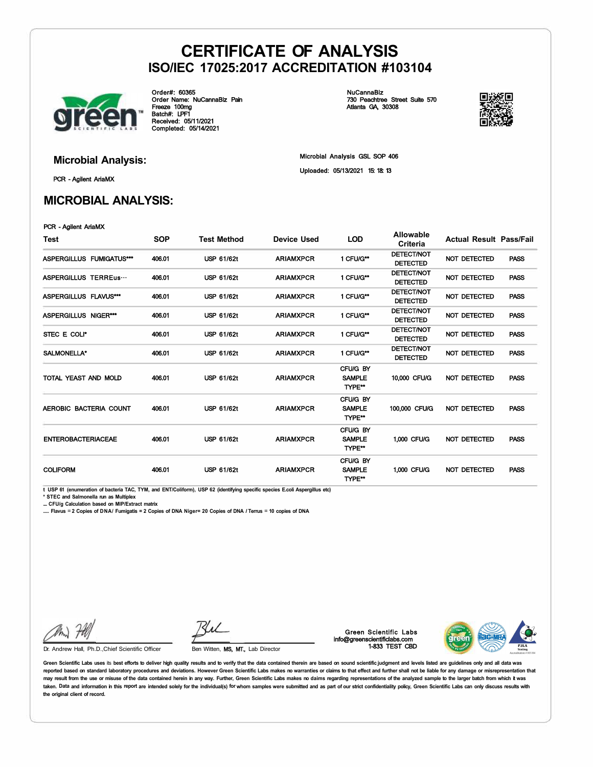# CERTIFICATE OF ANALYSIS

## ISO/IEC 17025:2017 ACCREDITATION #103104

Order#: 60365
Order Name: NuCannaBiz Pain Freeze 100mg
Batch#: LPF1
Received: 05/11/2021
Completed: 05/14/2021

NuCannaBiz
730 Peachtree Street Suite 570
Atlanta GA, 30308

### Microbial Analysis:

PCR - Agilent AriaMX

Microbial Analysis GSL SOP 406

Uploaded: 05/13/2021 15: 18: 13

## MICROBIAL ANALYSIS:

PCR - Agilent AriaMX

| Test | SOP | Test Method | Device Used | LOD | Allowable Criteria | Actual Result | Pass/Fail |
|---|---|---|---|---|---|---|---|
| ASPERGILLUS FUMIGATUS*** | 406.01 | USP 61/62t | ARIAMXPCR | 1 CFU/G** | DETECT/NOT DETECTED | NOT DETECTED | PASS |
| ASPERGILLUS TERREus··· | 406.01 | USP 61/62t | ARIAMXPCR | 1 CFU/G** | DETECT/NOT DETECTED | NOT DETECTED | PASS |
| ASPERGILLUS FLAVUS*** | 406.01 | USP 61/62t | ARIAMXPCR | 1 CFU/G** | DETECT/NOT DETECTED | NOT DETECTED | PASS |
| ASPERGILLUS NIGER*** | 406.01 | USP 61/62t | ARIAMXPCR | 1 CFU/G** | DETECT/NOT DETECTED | NOT DETECTED | PASS |
| STEC E COLI* | 406.01 | USP 61/62t | ARIAMXPCR | 1 CFU/G** | DETECT/NOT DETECTED | NOT DETECTED | PASS |
| SALMONELLA* | 406.01 | USP 61/62t | ARIAMXPCR | 1 CFU/G** | DETECT/NOT DETECTED | NOT DETECTED | PASS |
| TOTAL YEAST AND MOLD | 406.01 | USP 61/62t | ARIAMXPCR | CFU/G BY SAMPLE TYPE** | 10,000 CFU/G | NOT DETECTED | PASS |
| AEROBIC BACTERIA COUNT | 406.01 | USP 61/62t | ARIAMXPCR | CFU/G BY SAMPLE TYPE** | 100,000 CFU/G | NOT DETECTED | PASS |
| ENTEROBACTERIACEAE | 406.01 | USP 61/62t | ARIAMXPCR | CFU/G BY SAMPLE TYPE** | 1,000 CFU/G | NOT DETECTED | PASS |
| COLIFORM | 406.01 | USP 61/62t | ARIAMXPCR | CFU/G BY SAMPLE TYPE** | 1,000 CFU/G | NOT DETECTED | PASS |

t USP 61 (enumeration of bacteria TAC, TYM, and ENT/Coliform), USP 62 (identifying specific species E.coli Aspergillus etc)
* STEC and Salmonella run as Multiplex
... CFU/g Calculation based on MIP/Extract matrix
..... Flavus = 2 Copies of DNA / Fumigatis = 2 Copies of DNA Niger= 20 Copies of DNA / Terrus = 10 copies of DNA

Dr. Andrew Hall, Ph.D.,Chief Scientific Officer

Ben Witten, MS, MT., Lab Director

Green Scientific Labs
info@greenscientificlabs.com
1-833 TEST CBD

Green Scientific Labs uses its best efforts to deliver high quality results and to verify that the data contained therein are based on sound scientific judgment and levels listed are guidelines only and all data was reported based on standard laboratory procedures and deviations. However Green Scientific Labs makes no warranties or claims to that effect and further shall not be liable for any damage or misrepresentation that may result from the use or misuse of the data contained herein in any way. Further, Green Scientific Labs makes no claims regarding representations of the analyzed sample to the larger batch from which it was taken. Data and information in this report are intended solely for the individual(s) for whom samples were submitted and as part of our strict confidentiality policy, Green Scientific Labs can only discuss results with the original client of record.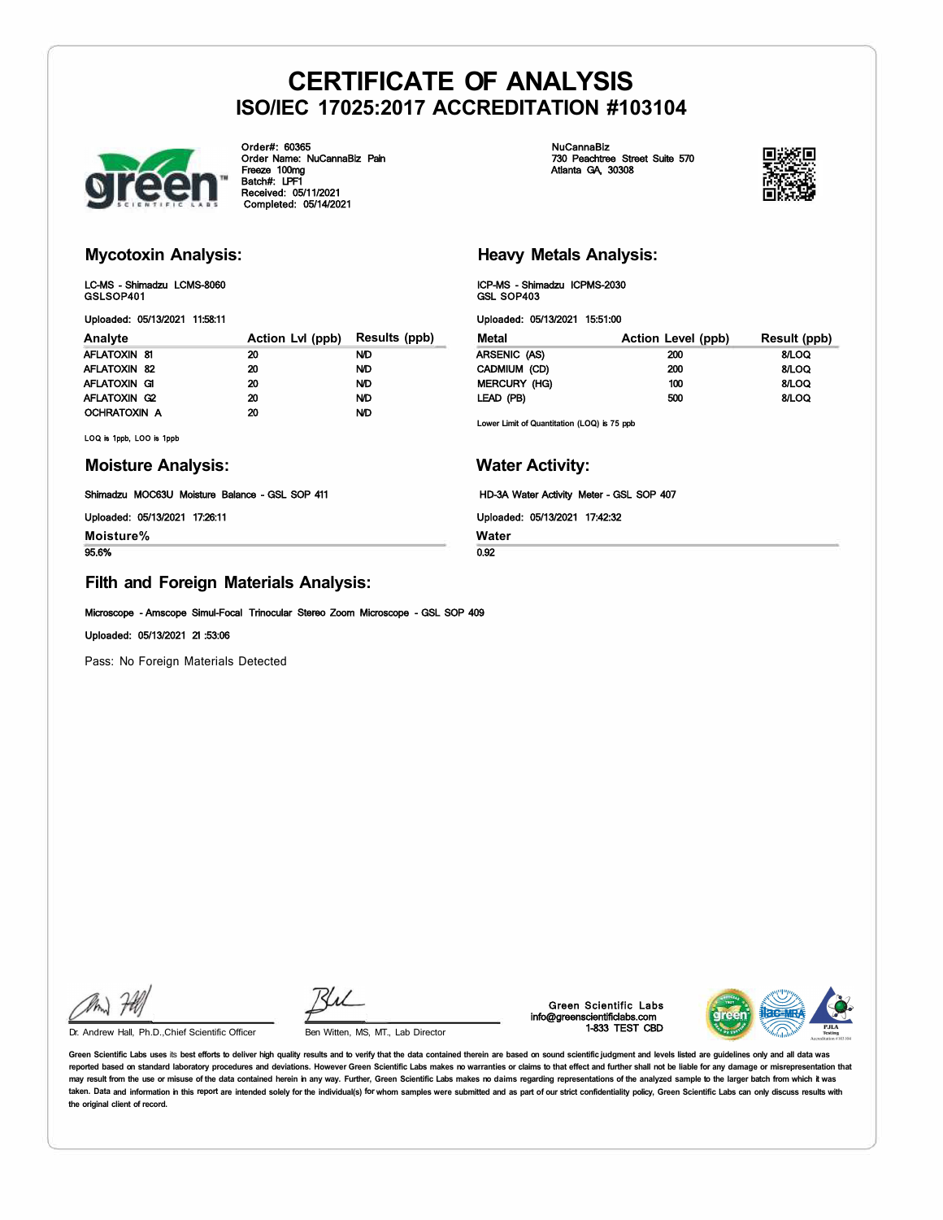# CERTIFICATE OF ANALYSIS

## ISO/IEC 17025:2017 ACCREDITATION #103104

Order#: 60365
Order Name: NuCannaBiz Pain Freeze 100mg
Batch#: LPF1
Received: 05/11/2021
Completed: 05/14/2021

NuCannaBiz
730 Peachtree Street Suite 570
Atlanta GA, 30308

## Mycotoxin Analysis:

LC-MS - Shimadzu LCMS-8060
GSLSOP401

Uploaded: 05/13/2021 11:58:11

| Analyte | Action Lvl (ppb) | Results (ppb) |
|---|---|---|
| AFLATOXIN B1 | 20 | ND |
| AFLATOXIN B2 | 20 | ND |
| AFLATOXIN G1 | 20 | ND |
| AFLATOXIN G2 | 20 | ND |
| OCHRATOXIN A | 20 | ND |

LOQ is 1ppb, LOD is 1ppb

## Heavy Metals Analysis:

ICP-MS - Shimadzu ICPMS-2030
GSL SOP403

Uploaded: 05/13/2021 15:51:00

| Metal | Action Level (ppb) | Result (ppb) |
|---|---|---|
| ARSENIC (AS) | 200 | B/LOQ |
| CADMIUM (CD) | 200 | B/LOQ |
| MERCURY (HG) | 100 | B/LOQ |
| LEAD (PB) | 500 | B/LOQ |

Lower Limit of Quantitation (LOQ) is 75 ppb

## Moisture Analysis:

Shimadzu MOC63U Moisture Balance - GSL SOP 411

Uploaded: 05/13/2021 17:26:11

| Moisture% |
|---|
| 95.6% |

## Water Activity:

HD-3A Water Activity Meter - GSL SOP 407

Uploaded: 05/13/2021 17:42:32

| Water |
|---|
| 0.92 |

## Filth and Foreign Materials Analysis:

Microscope - Amscope Simul-Focal Trinocular Stereo Zoom Microscope - GSL SOP 409

Uploaded: 05/13/2021 21:53:06

Pass: No Foreign Materials Detected

Dr. Andrew Hall, Ph.D., Chief Scientific Officer

Ben Witten, MS, MT., Lab Director

Green Scientific Labs
info@greenscientificlabs.com
1-833 TEST CBD

Green Scientific Labs uses its best efforts to deliver high quality results and to verify that the data contained therein are based on sound scientific judgment and levels listed are guidelines only and all data was reported based on standard laboratory procedures and deviations. However Green Scientific Labs makes no warranties or claims to that effect and further shall not be liable for any damage or misrepresentation that may result from the use or misuse of the data contained herein in any way. Further, Green Scientific Labs makes no claims regarding representations of the analyzed sample to the larger batch from which it was taken. Data and information in this report are intended solely for the individual(s) for whom samples were submitted and as part of our strict confidentiality policy, Green Scientific Labs can only discuss results with the original client of record.